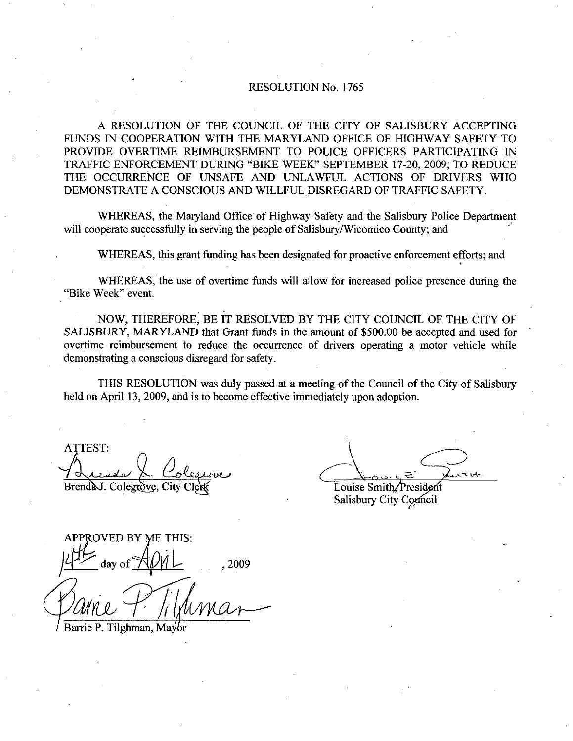# RESOLUTION No. 1765

A RESOLUTION OF THE COUNCIL OF THE CITY OF SALISBURY ACCEPTING FUNDS IN COOPERATION WITH THE MARYLAND OFFICE OF HIGHWAY SAFETY TO PROVIDE OVERTIME REIMBURSEMENT TO POLICE OFFICERS PARTICIPATING IN TRAFFIC ENFORCEMENT DURING "BIKE WEEK" SEPTEMBER 17-20, 2009, TO REDUCE THE OCCURRENCE OF UNSAFE AND UNLAWFUL ACTIONS OF DRIVERS WHO DEMONSTRATE A CONSCIOUS AND WILLFUL DISREGARD OF TRAFFIC SAFETY.

WHEREAS, the Maryland Office of Highway Safety and the Salisbury Police Department will cooperate successfully in serving the people of Salisbury/Wicomico County; and

WHEREAS, this grant funding has been designated for proactive enforcement efforts; and

WHEREAS, the use of overtime funds will allow for increased police presence during the "Bike Week" event.

NOW, THEREFORE, BE IT RESOLVED BY THE CITY COUNCIL OF THE CITY OF SALISBURY, MARYLAND that Grant funds in the amount of $500.00 be accepted and used for overtime reimbursement to reduce the occurrence of drivers operating a motor vehicle while demonstrating a conscious disregard for safety.

THIS RESOLUTION was duly passed at a meeting of the Council of the City of Salisbury held on April 13, 2009, and is to become effective immediately upon adoption.

ATTEST:

Brenda J. Colegrove, City Clerk

Louise Smith, President
Salisbury City Council

APPROVED BY ME THIS:

14th day of April, 2009

Barrie P. Tilghman, Mayor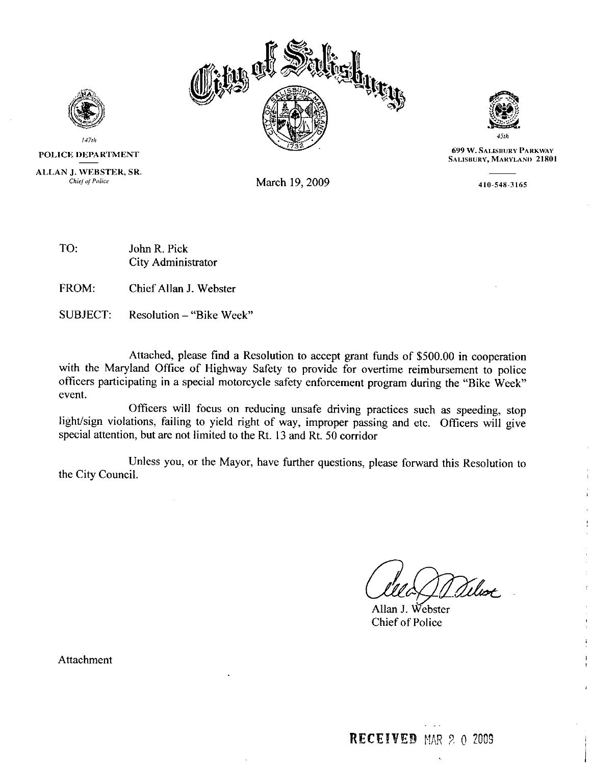City of Salisbury

147th

POLICE DEPARTMENT

ALLAN J. WEBSTER, SR.
*Chief of Police*

45th

699 W. SALISBURY PARKWAY
SALISBURY, MARYLAND 21801

410-548-3165

March 19, 2009

TO: John R. Pick
City Administrator

FROM: Chief Allan J. Webster

SUBJECT: Resolution – "Bike Week"

Attached, please find a Resolution to accept grant funds of $500.00 in cooperation with the Maryland Office of Highway Safety to provide for overtime reimbursement to police officers participating in a special motorcycle safety enforcement program during the "Bike Week" event.

Officers will focus on reducing unsafe driving practices such as speeding, stop light/sign violations, failing to yield right of way, improper passing and etc. Officers will give special attention, but are not limited to the Rt. 13 and Rt. 50 corridor

Unless you, or the Mayor, have further questions, please forward this Resolution to the City Council.

Allan J. Webster
Chief of Police

Attachment

RECEIVED MAR 20 2009